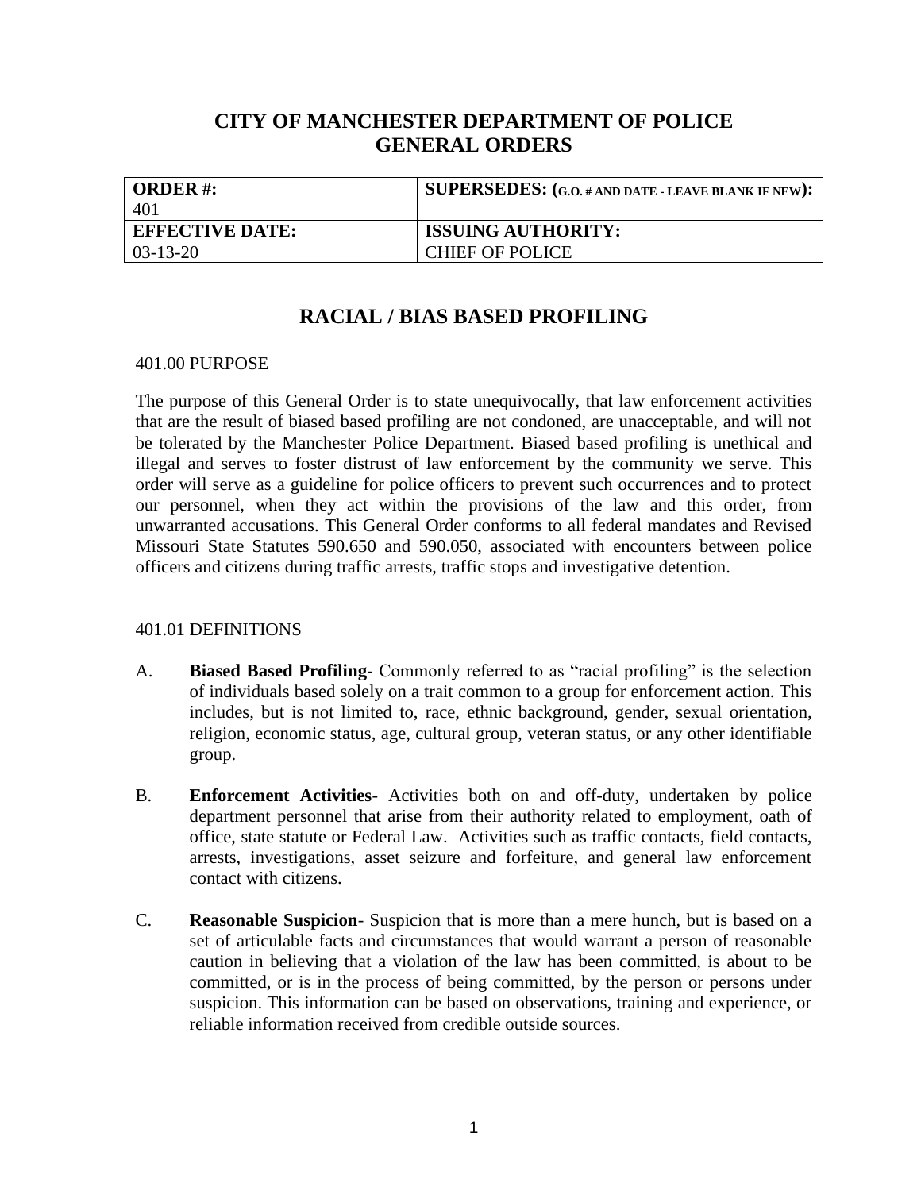# CITY OF MANCHESTER DEPARTMENT OF POLICE
# GENERAL ORDERS

| **ORDER #:** 401 | **SUPERSEDES: (G.O. # AND DATE - LEAVE BLANK IF NEW):** |
|---|---|
| **EFFECTIVE DATE:** 03-13-20 | **ISSUING AUTHORITY:** CHIEF OF POLICE |

## RACIAL / BIAS BASED PROFILING

### 401.00 PURPOSE

The purpose of this General Order is to state unequivocally, that law enforcement activities that are the result of biased based profiling are not condoned, are unacceptable, and will not be tolerated by the Manchester Police Department. Biased based profiling is unethical and illegal and serves to foster distrust of law enforcement by the community we serve. This order will serve as a guideline for police officers to prevent such occurrences and to protect our personnel, when they act within the provisions of the law and this order, from unwarranted accusations. This General Order conforms to all federal mandates and Revised Missouri State Statutes 590.650 and 590.050, associated with encounters between police officers and citizens during traffic arrests, traffic stops and investigative detention.

### 401.01 DEFINITIONS

A. **Biased Based Profiling**- Commonly referred to as "racial profiling" is the selection of individuals based solely on a trait common to a group for enforcement action. This includes, but is not limited to, race, ethnic background, gender, sexual orientation, religion, economic status, age, cultural group, veteran status, or any other identifiable group.

B. **Enforcement Activities**- Activities both on and off-duty, undertaken by police department personnel that arise from their authority related to employment, oath of office, state statute or Federal Law. Activities such as traffic contacts, field contacts, arrests, investigations, asset seizure and forfeiture, and general law enforcement contact with citizens.

C. **Reasonable Suspicion**- Suspicion that is more than a mere hunch, but is based on a set of articulable facts and circumstances that would warrant a person of reasonable caution in believing that a violation of the law has been committed, is about to be committed, or is in the process of being committed, by the person or persons under suspicion. This information can be based on observations, training and experience, or reliable information received from credible outside sources.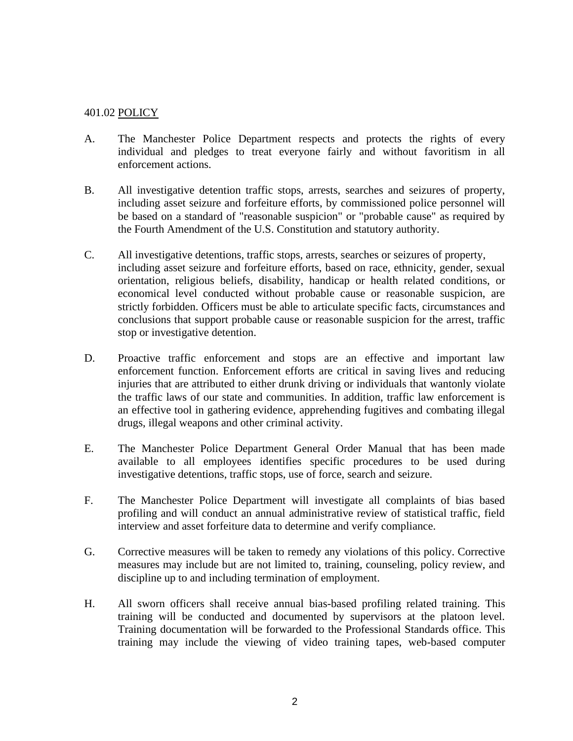401.02 <u>POLICY</u>

A. The Manchester Police Department respects and protects the rights of every individual and pledges to treat everyone fairly and without favoritism in all enforcement actions.

B. All investigative detention traffic stops, arrests, searches and seizures of property, including asset seizure and forfeiture efforts, by commissioned police personnel will be based on a standard of "reasonable suspicion" or "probable cause" as required by the Fourth Amendment of the U.S. Constitution and statutory authority.

C. All investigative detentions, traffic stops, arrests, searches or seizures of property, including asset seizure and forfeiture efforts, based on race, ethnicity, gender, sexual orientation, religious beliefs, disability, handicap or health related conditions, or economical level conducted without probable cause or reasonable suspicion, are strictly forbidden. Officers must be able to articulate specific facts, circumstances and conclusions that support probable cause or reasonable suspicion for the arrest, traffic stop or investigative detention.

D. Proactive traffic enforcement and stops are an effective and important law enforcement function. Enforcement efforts are critical in saving lives and reducing injuries that are attributed to either drunk driving or individuals that wantonly violate the traffic laws of our state and communities. In addition, traffic law enforcement is an effective tool in gathering evidence, apprehending fugitives and combating illegal drugs, illegal weapons and other criminal activity.

E. The Manchester Police Department General Order Manual that has been made available to all employees identifies specific procedures to be used during investigative detentions, traffic stops, use of force, search and seizure.

F. The Manchester Police Department will investigate all complaints of bias based profiling and will conduct an annual administrative review of statistical traffic, field interview and asset forfeiture data to determine and verify compliance.

G. Corrective measures will be taken to remedy any violations of this policy. Corrective measures may include but are not limited to, training, counseling, policy review, and discipline up to and including termination of employment.

H. All sworn officers shall receive annual bias-based profiling related training. This training will be conducted and documented by supervisors at the platoon level. Training documentation will be forwarded to the Professional Standards office. This training may include the viewing of video training tapes, web-based computer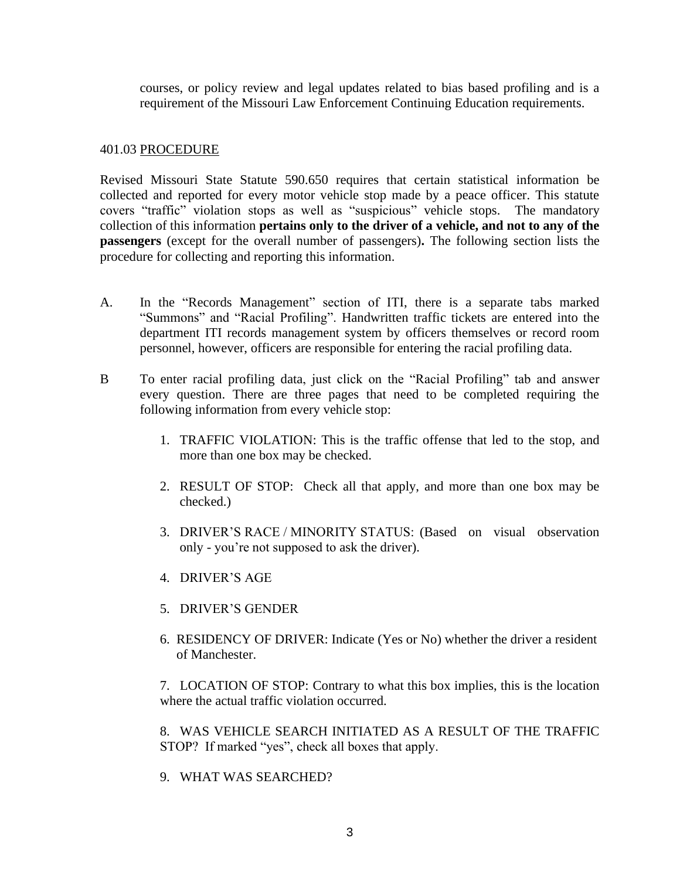courses, or policy review and legal updates related to bias based profiling and is a requirement of the Missouri Law Enforcement Continuing Education requirements.

401.03 <u>PROCEDURE</u>

Revised Missouri State Statute 590.650 requires that certain statistical information be collected and reported for every motor vehicle stop made by a peace officer. This statute covers "traffic" violation stops as well as "suspicious" vehicle stops. The mandatory collection of this information **pertains only to the driver of a vehicle, and not to any of the passengers** (except for the overall number of passengers)**.** The following section lists the procedure for collecting and reporting this information.

A. In the "Records Management" section of ITI, there is a separate tabs marked "Summons" and "Racial Profiling". Handwritten traffic tickets are entered into the department ITI records management system by officers themselves or record room personnel, however, officers are responsible for entering the racial profiling data.

B To enter racial profiling data, just click on the "Racial Profiling" tab and answer every question. There are three pages that need to be completed requiring the following information from every vehicle stop:

1. TRAFFIC VIOLATION: This is the traffic offense that led to the stop, and more than one box may be checked.

2. RESULT OF STOP: Check all that apply, and more than one box may be checked.)

3. DRIVER'S RACE / MINORITY STATUS: (Based on visual observation only - you're not supposed to ask the driver).

4. DRIVER'S AGE

5. DRIVER'S GENDER

6. RESIDENCY OF DRIVER: Indicate (Yes or No) whether the driver a resident of Manchester.

7. LOCATION OF STOP: Contrary to what this box implies, this is the location where the actual traffic violation occurred.

8. WAS VEHICLE SEARCH INITIATED AS A RESULT OF THE TRAFFIC STOP? If marked "yes", check all boxes that apply.

9. WHAT WAS SEARCHED?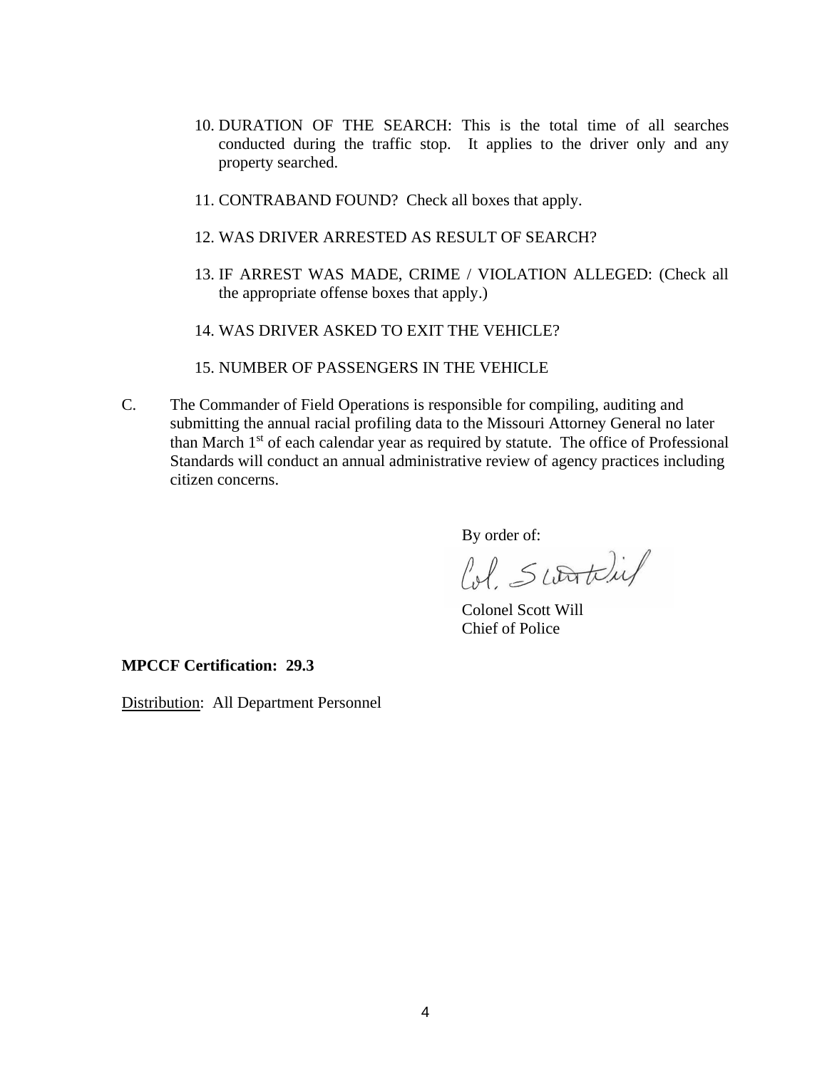10. DURATION OF THE SEARCH: This is the total time of all searches conducted during the traffic stop. It applies to the driver only and any property searched.

11. CONTRABAND FOUND? Check all boxes that apply.

12. WAS DRIVER ARRESTED AS RESULT OF SEARCH?

13. IF ARREST WAS MADE, CRIME / VIOLATION ALLEGED: (Check all the appropriate offense boxes that apply.)

14. WAS DRIVER ASKED TO EXIT THE VEHICLE?

15. NUMBER OF PASSENGERS IN THE VEHICLE

C. The Commander of Field Operations is responsible for compiling, auditing and submitting the annual racial profiling data to the Missouri Attorney General no later than March 1st of each calendar year as required by statute. The office of Professional Standards will conduct an annual administrative review of agency practices including citizen concerns.

By order of:

Col. Scott Will

Colonel Scott Will
Chief of Police

**MPCCF Certification: 29.3**

Distribution: All Department Personnel